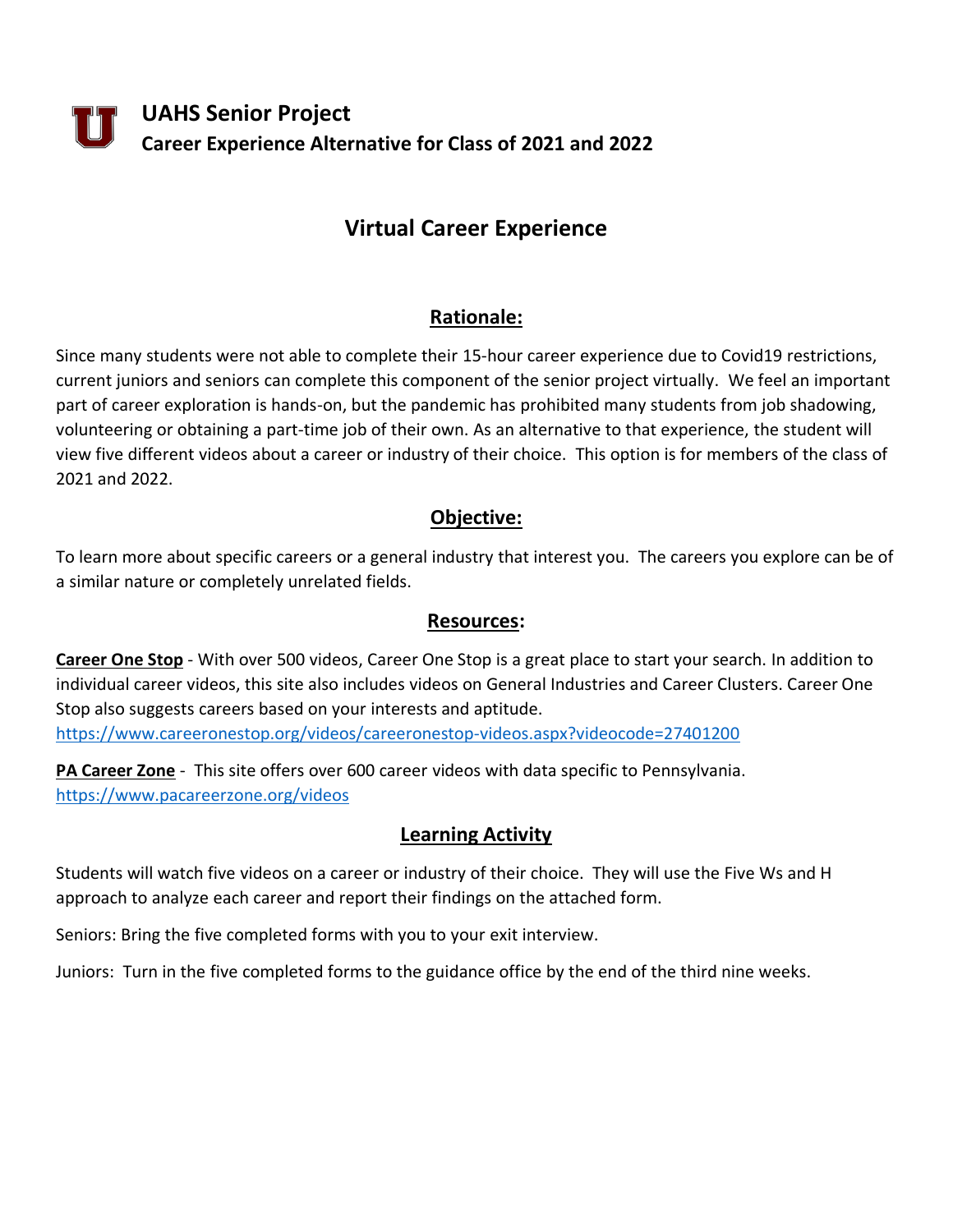# UAHS Senior Project

## Career Experience Alternative for Class of 2021 and 2022

## Virtual Career Experience

### Rationale:

Since many students were not able to complete their 15-hour career experience due to Covid19 restrictions, current juniors and seniors can complete this component of the senior project virtually. We feel an important part of career exploration is hands-on, but the pandemic has prohibited many students from job shadowing, volunteering or obtaining a part-time job of their own. As an alternative to that experience, the student will view five different videos about a career or industry of their choice. This option is for members of the class of 2021 and 2022.

### Objective:

To learn more about specific careers or a general industry that interest you. The careers you explore can be of a similar nature or completely unrelated fields.

### Resources:

**Career One Stop** - With over 500 videos, Career One Stop is a great place to start your search. In addition to individual career videos, this site also includes videos on General Industries and Career Clusters. Career One Stop also suggests careers based on your interests and aptitude.
https://www.careeronestop.org/videos/careeronestop-videos.aspx?videocode=27401200

**PA Career Zone** - This site offers over 600 career videos with data specific to Pennsylvania.
https://www.pacareerzone.org/videos

### Learning Activity

Students will watch five videos on a career or industry of their choice. They will use the Five Ws and H approach to analyze each career and report their findings on the attached form.

Seniors: Bring the five completed forms with you to your exit interview.

Juniors: Turn in the five completed forms to the guidance office by the end of the third nine weeks.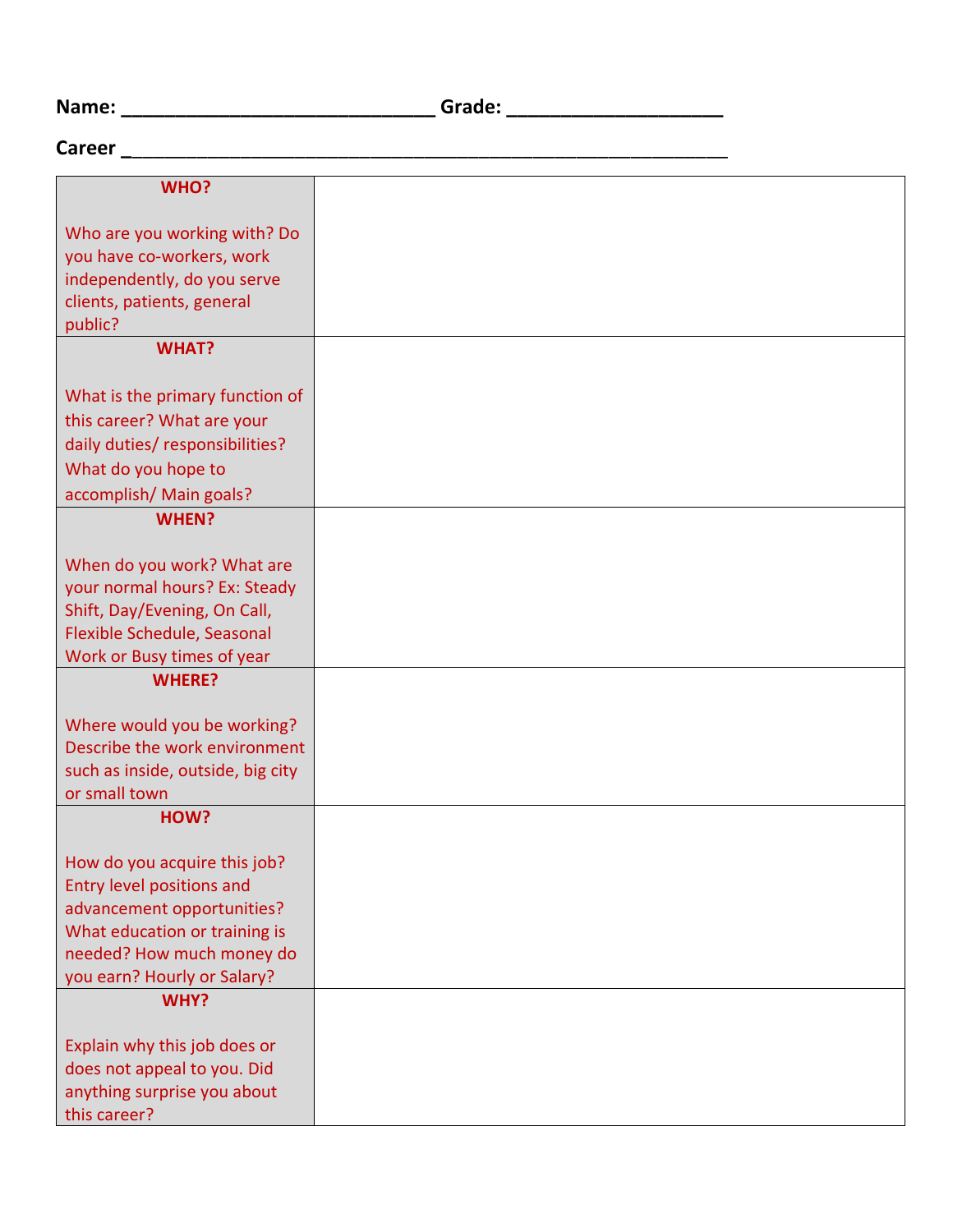**Name:** ______________________________ **Grade:** ____________________

**Career** ___________________________________________________________

| | |
|---|---|
| **WHO?**<br><br>Who are you working with? Do you have co-workers, work independently, do you serve clients, patients, general public? | |
| **WHAT?**<br><br>What is the primary function of this career? What are your daily duties/ responsibilities? What do you hope to accomplish/ Main goals? | |
| **WHEN?**<br><br>When do you work? What are your normal hours? Ex: Steady Shift, Day/Evening, On Call, Flexible Schedule, Seasonal Work or Busy times of year | |
| **WHERE?**<br><br>Where would you be working? Describe the work environment such as inside, outside, big city or small town | |
| **HOW?**<br><br>How do you acquire this job? Entry level positions and advancement opportunities? What education or training is needed? How much money do you earn? Hourly or Salary? | |
| **WHY?**<br><br>Explain why this job does or does not appeal to you. Did anything surprise you about this career? | |